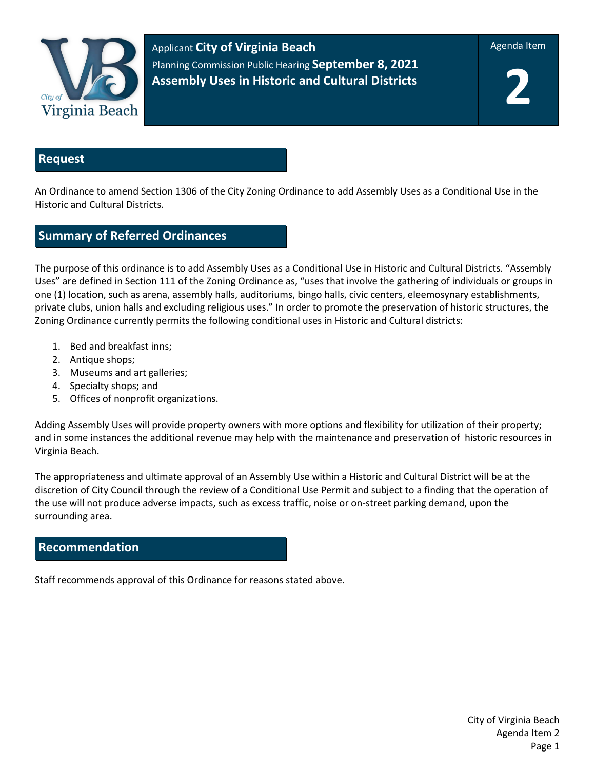Applicant **City of Virginia Beach**
Planning Commission Public Hearing **September 8, 2021**
**Assembly Uses in Historic and Cultural Districts**

Agenda Item

**2**

## Request

An Ordinance to amend Section 1306 of the City Zoning Ordinance to add Assembly Uses as a Conditional Use in the Historic and Cultural Districts.

## Summary of Referred Ordinances

The purpose of this ordinance is to add Assembly Uses as a Conditional Use in Historic and Cultural Districts. "Assembly Uses" are defined in Section 111 of the Zoning Ordinance as, "uses that involve the gathering of individuals or groups in one (1) location, such as arena, assembly halls, auditoriums, bingo halls, civic centers, eleemosynary establishments, private clubs, union halls and excluding religious uses." In order to promote the preservation of historic structures, the Zoning Ordinance currently permits the following conditional uses in Historic and Cultural districts:

1. Bed and breakfast inns;
2. Antique shops;
3. Museums and art galleries;
4. Specialty shops; and
5. Offices of nonprofit organizations.

Adding Assembly Uses will provide property owners with more options and flexibility for utilization of their property; and in some instances the additional revenue may help with the maintenance and preservation of historic resources in Virginia Beach.

The appropriateness and ultimate approval of an Assembly Use within a Historic and Cultural District will be at the discretion of City Council through the review of a Conditional Use Permit and subject to a finding that the operation of the use will not produce adverse impacts, such as excess traffic, noise or on-street parking demand, upon the surrounding area.

## Recommendation

Staff recommends approval of this Ordinance for reasons stated above.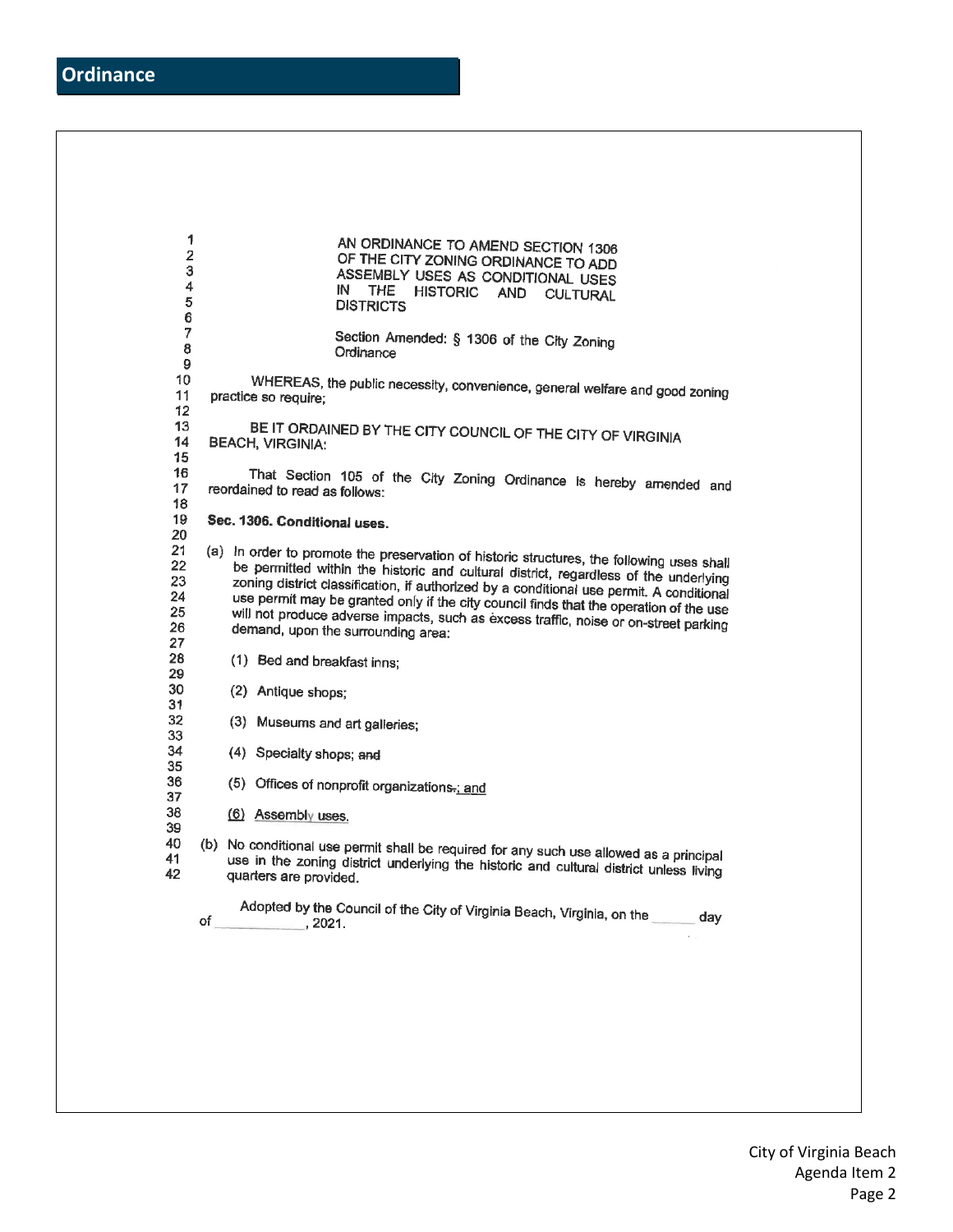## Ordinance

AN ORDINANCE TO AMEND SECTION 1306 OF THE CITY ZONING ORDINANCE TO ADD ASSEMBLY USES AS CONDITIONAL USES IN THE HISTORIC AND CULTURAL DISTRICTS

Section Amended: § 1306 of the City Zoning Ordinance

WHEREAS, the public necessity, convenience, general welfare and good zoning practice so require;

BE IT ORDAINED BY THE CITY COUNCIL OF THE CITY OF VIRGINIA BEACH, VIRGINIA:

That Section 105 of the City Zoning Ordinance is hereby amended and reordained to read as follows:

**Sec. 1306. Conditional uses.**

(a) In order to promote the preservation of historic structures, the following uses shall be permitted within the historic and cultural district, regardless of the underlying zoning district classification, if authorized by a conditional use permit. A conditional use permit may be granted only if the city council finds that the operation of the use will not produce adverse impacts, such as excess traffic, noise or on-street parking demand, upon the surrounding area:

(1) Bed and breakfast inns;

(2) Antique shops;

(3) Museums and art galleries;

(4) Specialty shops; ~~and~~

(5) Offices of nonprofit organizations~~.~~<u>; and</u>

<u>(6) Assembly uses.</u>

(b) No conditional use permit shall be required for any such use allowed as a principal use in the zoning district underlying the historic and cultural district unless living quarters are provided.

Adopted by the Council of the City of Virginia Beach, Virginia, on the ______ day of ____________, 2021.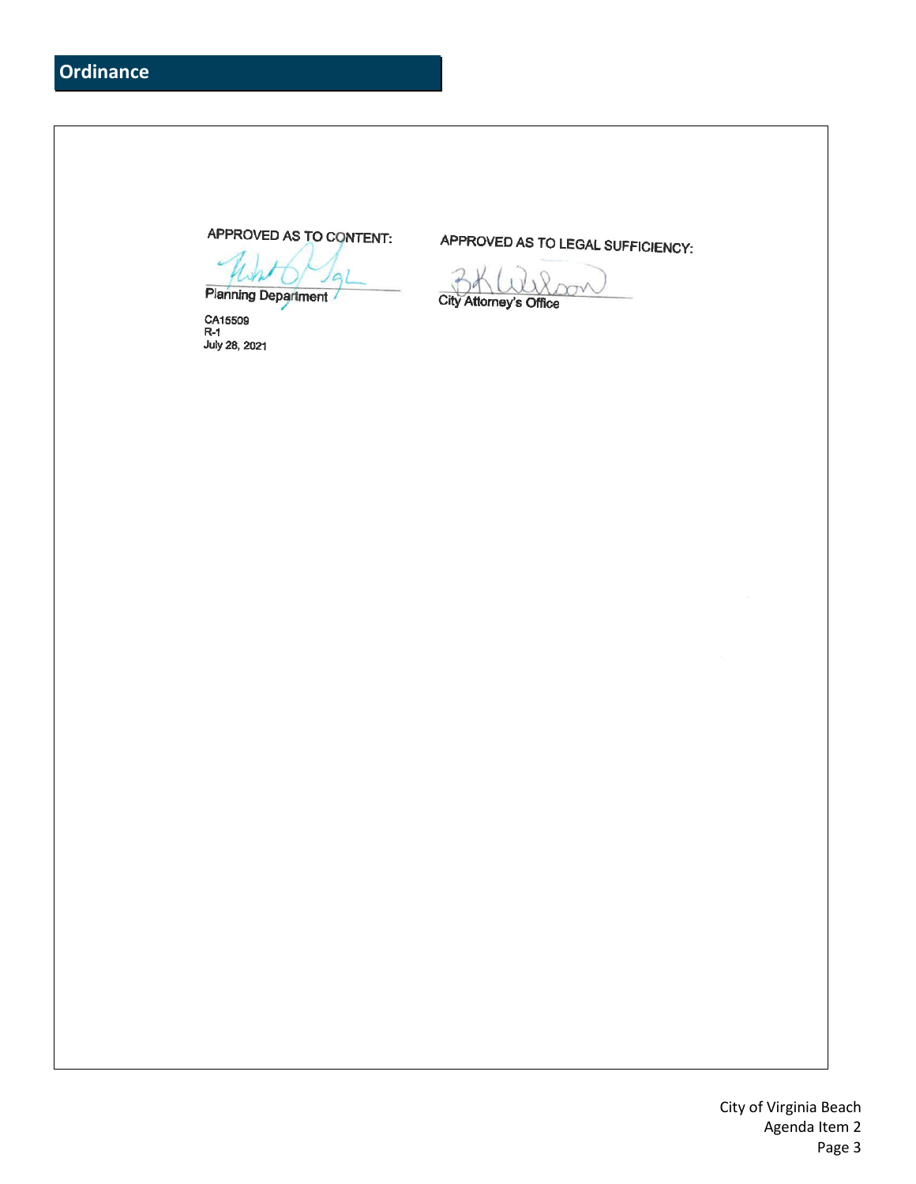## Ordinance

APPROVED AS TO CONTENT:

Planning Department

CA15509
R-1
July 28, 2021

APPROVED AS TO LEGAL SUFFICIENCY:

City Attorney's Office